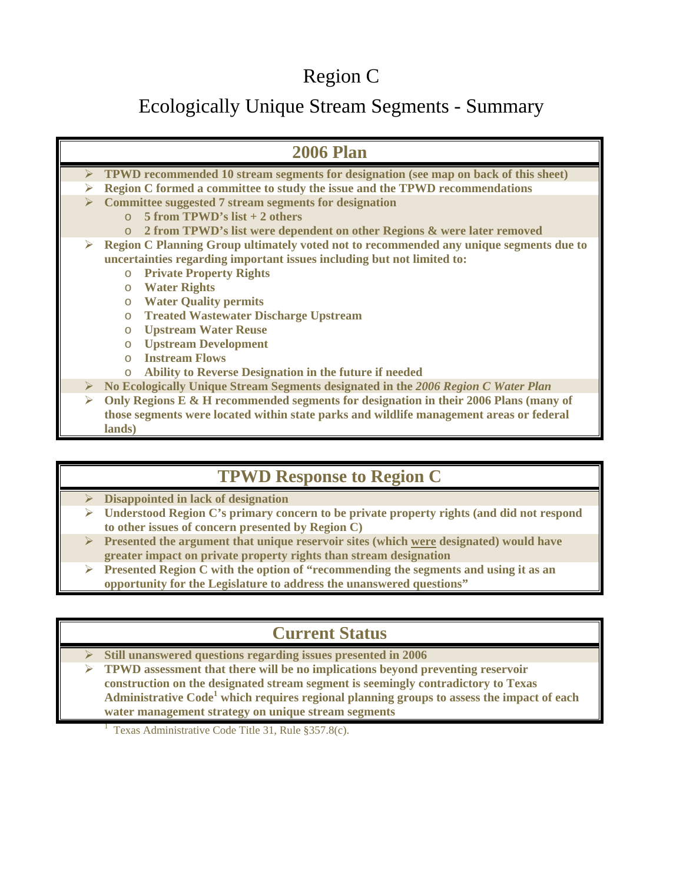# Region C

## Ecologically Unique Stream Segments - Summary

### 2006 Plan

- **TPWD recommended 10 stream segments for designation (see map on back of this sheet)**
- **Region C formed a committee to study the issue and the TPWD recommendations**
- **Committee suggested 7 stream segments for designation**
  - **5 from TPWD's list + 2 others**
  - **2 from TPWD's list were dependent on other Regions & were later removed**
- **Region C Planning Group ultimately voted not to recommended any unique segments due to uncertainties regarding important issues including but not limited to:**
  - **Private Property Rights**
  - **Water Rights**
  - **Water Quality permits**
  - **Treated Wastewater Discharge Upstream**
  - **Upstream Water Reuse**
  - **Upstream Development**
  - **Instream Flows**
  - **Ability to Reverse Designation in the future if needed**
- **No Ecologically Unique Stream Segments designated in the *2006 Region C Water Plan***
- **Only Regions E & H recommended segments for designation in their 2006 Plans (many of those segments were located within state parks and wildlife management areas or federal lands)**

### TPWD Response to Region C

- **Disappointed in lack of designation**
- **Understood Region C's primary concern to be private property rights (and did not respond to other issues of concern presented by Region C)**
- **Presented the argument that unique reservoir sites (which <u>were</u> designated) would have greater impact on private property rights than stream designation**
- **Presented Region C with the option of "recommending the segments and using it as an opportunity for the Legislature to address the unanswered questions"**

### Current Status

- **Still unanswered questions regarding issues presented in 2006**
- **TPWD assessment that there will be no implications beyond preventing reservoir construction on the designated stream segment is seemingly contradictory to Texas Administrative Code[1] which requires regional planning groups to assess the impact of each water management strategy on unique stream segments**

[1] Texas Administrative Code Title 31, Rule §357.8(c).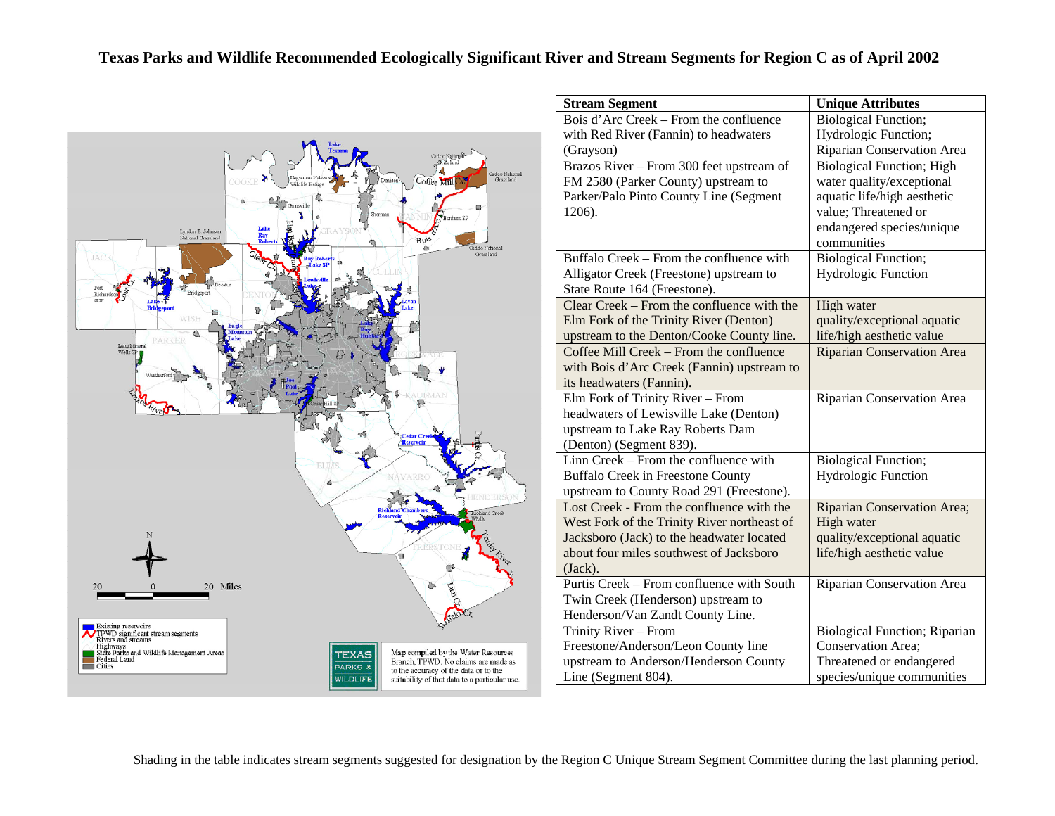# Texas Parks and Wildlife Recommended Ecologically Significant River and Stream Segments for Region C as of April 2002

Lake Texoma
Caddo National Grassland
COOKE
Hagerman National Wildlife Refuge
Denison
Coffee Mill Cr.
Caddo National Grassland
Gainsville
Sherman
FANNIN
Bonham SP
GRAYSON
Bois d'Arc Cr.
Caddo National Grassland
Lyndon B. Johnson National Grassland
Lake Ray Roberts
Elm Fork
Ray Roberts Lake SP
JACK
Clear Cr.
COLLIN
Fort Richardson SHP
Lost Cr.
Decatur
Lewisville Lake
Bridgeport
DENTON
Lavon Lake
Lake Bridgeport
WISE
Eagle Mountain Lake
Lake Ray Hubbard
ROCKWALL
PARKER
DALLAS
Lake Mineral Wells SP
Weatherford
Joe Pool Lake
KAUFMAN
Brazos River
Cedar Hill SP
Cedar Creek Reservoir
Purtis Cr.
ELLIS
NAVARRO
HENDERSON
Richland Chambers Reservoir
Richland Creek WMA
Trinity River
FREESTONE
Linn Cr.
Buffalo Cr.
N
20 0 20 Miles

Existing reservoirs
TPWD significant stream segments
Rivers and streams
Highways
State Parks and Wildlife Management Areas
Federal Land
Cities

TEXAS PARKS & WILDLIFE

Map compiled by the Water Resources Branch, TPWD. No claims are made as to the accuracy of the data or to the suitability of that data to a particular use.

| Stream Segment | Unique Attributes |
|---|---|
| Bois d'Arc Creek – From the confluence with Red River (Fannin) to headwaters (Grayson) | Biological Function; Hydrologic Function; Riparian Conservation Area |
| Brazos River – From 300 feet upstream of FM 2580 (Parker County) upstream to Parker/Palo Pinto County Line (Segment 1206). | Biological Function; High water quality/exceptional aquatic life/high aesthetic value; Threatened or endangered species/unique communities |
| Buffalo Creek – From the confluence with Alligator Creek (Freestone) upstream to State Route 164 (Freestone). | Biological Function; Hydrologic Function |
| Clear Creek – From the confluence with the Elm Fork of the Trinity River (Denton) upstream to the Denton/Cooke County line. | High water quality/exceptional aquatic life/high aesthetic value |
| Coffee Mill Creek – From the confluence with Bois d'Arc Creek (Fannin) upstream to its headwaters (Fannin). | Riparian Conservation Area |
| Elm Fork of Trinity River – From headwaters of Lewisville Lake (Denton) upstream to Lake Ray Roberts Dam (Denton) (Segment 839). | Riparian Conservation Area |
| Linn Creek – From the confluence with Buffalo Creek in Freestone County upstream to County Road 291 (Freestone). | Biological Function; Hydrologic Function |
| Lost Creek - From the confluence with the West Fork of the Trinity River northeast of Jacksboro (Jack) to the headwater located about four miles southwest of Jacksboro (Jack). | Riparian Conservation Area; High water quality/exceptional aquatic life/high aesthetic value |
| Purtis Creek – From confluence with South Twin Creek (Henderson) upstream to Henderson/Van Zandt County Line. | Riparian Conservation Area |
| Trinity River – From Freestone/Anderson/Leon County line upstream to Anderson/Henderson County Line (Segment 804). | Biological Function; Riparian Conservation Area; Threatened or endangered species/unique communities |

Shading in the table indicates stream segments suggested for designation by the Region C Unique Stream Segment Committee during the last planning period.